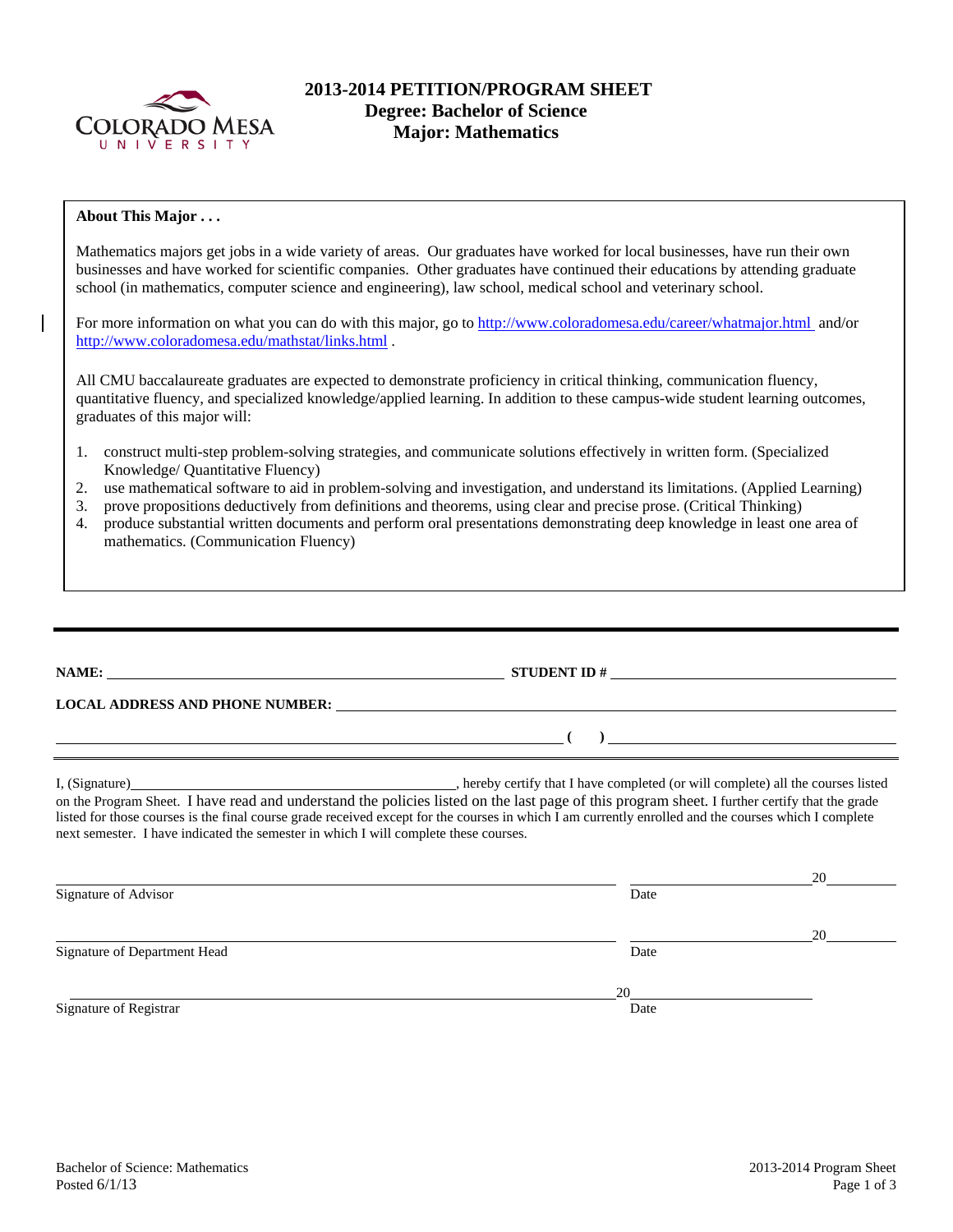# 2013-2014 PETITION/PROGRAM SHEET
## Degree: Bachelor of Science
## Major: Mathematics

**About This Major . . .**

Mathematics majors get jobs in a wide variety of areas. Our graduates have worked for local businesses, have run their own businesses and have worked for scientific companies. Other graduates have continued their educations by attending graduate school (in mathematics, computer science and engineering), law school, medical school and veterinary school.

For more information on what you can do with this major, go to http://www.coloradomesa.edu/career/whatmajor.html and/or http://www.coloradomesa.edu/mathstat/links.html .

All CMU baccalaureate graduates are expected to demonstrate proficiency in critical thinking, communication fluency, quantitative fluency, and specialized knowledge/applied learning. In addition to these campus-wide student learning outcomes, graduates of this major will:

1. construct multi-step problem-solving strategies, and communicate solutions effectively in written form. (Specialized Knowledge/ Quantitative Fluency)
2. use mathematical software to aid in problem-solving and investigation, and understand its limitations. (Applied Learning)
3. prove propositions deductively from definitions and theorems, using clear and precise prose. (Critical Thinking)
4. produce substantial written documents and perform oral presentations demonstrating deep knowledge in least one area of mathematics. (Communication Fluency)

---

**NAME:** ______________________________ **STUDENT ID #** ______________________________

**LOCAL ADDRESS AND PHONE NUMBER:** ______________________________

______________________________ **( )** ______________________________

I, (Signature)______________________________, hereby certify that I have completed (or will complete) all the courses listed on the Program Sheet. I have read and understand the policies listed on the last page of this program sheet. I further certify that the grade listed for those courses is the final course grade received except for the courses in which I am currently enrolled and the courses which I complete next semester. I have indicated the semester in which I will complete these courses.

______________________________ ______________20______
Signature of Advisor Date

______________________________ ______________20______
Signature of Department Head Date

______________________________ 20______________
Signature of Registrar Date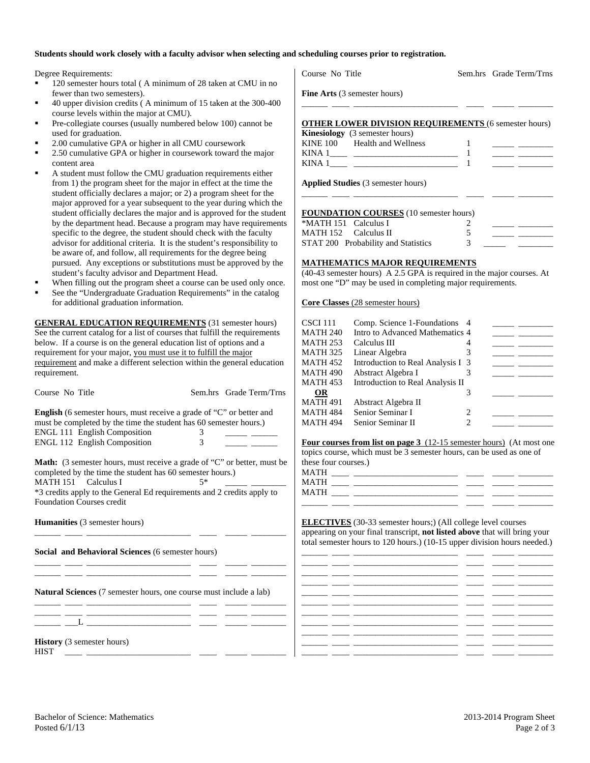**Students should work closely with a faculty advisor when selecting and scheduling courses prior to registration.**

Degree Requirements:

- 120 semester hours total ( A minimum of 28 taken at CMU in no fewer than two semesters).
- 40 upper division credits ( A minimum of 15 taken at the 300-400 course levels within the major at CMU).
- Pre-collegiate courses (usually numbered below 100) cannot be used for graduation.
- 2.00 cumulative GPA or higher in all CMU coursework
- 2.50 cumulative GPA or higher in coursework toward the major content area
- A student must follow the CMU graduation requirements either from 1) the program sheet for the major in effect at the time the student officially declares a major; or 2) a program sheet for the major approved for a year subsequent to the year during which the student officially declares the major and is approved for the student by the department head. Because a program may have requirements specific to the degree, the student should check with the faculty advisor for additional criteria. It is the student's responsibility to be aware of, and follow, all requirements for the degree being pursued. Any exceptions or substitutions must be approved by the student's faculty advisor and Department Head.
- When filling out the program sheet a course can be used only once.
- See the "Undergraduate Graduation Requirements" in the catalog for additional graduation information.

**GENERAL EDUCATION REQUIREMENTS** (31 semester hours) See the current catalog for a list of courses that fulfill the requirements below. If a course is on the general education list of options and a requirement for your major, you must use it to fulfill the major requirement and make a different selection within the general education requirement.

Course No Title | Sem.hrs | Grade | Term/Trns

**English** (6 semester hours, must receive a grade of "C" or better and must be completed by the time the student has 60 semester hours.)

| Course | Title | Sem.hrs | Grade | Term/Trns |
|---|---|---|---|---|
| ENGL 111 | English Composition | 3 | _____ | ______ |
| ENGL 112 | English Composition | 3 | _____ | ______ |

**Math:** (3 semester hours, must receive a grade of "C" or better, must be completed by the time the student has 60 semester hours.)

| Course | Title | Sem.hrs | Grade | Term/Trns |
|---|---|---|---|---|
| MATH 151 | Calculus I | 5* | _____ | ________ |

*3 credits apply to the General Ed requirements and 2 credits apply to Foundation Courses credit

**Humanities** (3 semester hours)

______ ____ _______________________ ____ _____ ________

**Social and Behavioral Sciences** (6 semester hours)

______ ____ _______________________ ____ _____ ________
______ ____ _______________________ ____ _____ ________

**Natural Sciences** (7 semester hours, one course must include a lab)

______ ____ _______________________ ____ _____ ________
______ ____ _______________________ ____ _____ ________
______ ___L _______________________ ____ _____ ________

**History** (3 semester hours)

HIST ____ _______________________ ____ _____ ________

Course No Title | Sem.hrs | Grade | Term/Trns

**Fine Arts** (3 semester hours)

______ ____ _______________________ ____ _____ ________

**OTHER LOWER DIVISION REQUIREMENTS** (6 semester hours)

**Kinesiology** (3 semester hours)

| Course | Title | Sem.hrs | Grade | Term/Trns |
|---|---|---|---|---|
| KINE 100 | Health and Wellness | 1 | _____ | ________ |
| KINA 1____ | ________________________ | 1 | _____ | ________ |
| KINA 1____ | ________________________ | 1 | _____ | ________ |

**Applied Studies** (3 semester hours)

______ ____ _______________________ ____ _____ ________

**FOUNDATION COURSES** (10 semester hours)

| Course | Title | Sem.hrs | Grade | Term/Trns |
|---|---|---|---|---|
| *MATH 151 | Calculus I | 2 | _____ | ________ |
| MATH 152 | Calculus II | 5 | _____ | ________ |
| STAT 200 | Probability and Statistics | 3 | _____ | ________ |

**MATHEMATICS MAJOR REQUIREMENTS**

(40-43 semester hours) A 2.5 GPA is required in the major courses. At most one "D" may be used in completing major requirements.

**Core Classes** (28 semester hours)

| Course | Title | Sem.hrs | Grade | Term/Trns |
|---|---|---|---|---|
| CSCI 111 | Comp. Science 1-Foundations | 4 | _____ | ________ |
| MATH 240 | Intro to Advanced Mathematics | 4 | _____ | ________ |
| MATH 253 | Calculus III | 4 | _____ | ________ |
| MATH 325 | Linear Algebra | 3 | _____ | ________ |
| MATH 452 | Introduction to Real Analysis I | 3 | _____ | ________ |
| MATH 490 | Abstract Algebra I | 3 | _____ | ________ |
| MATH 453 | Introduction to Real Analysis II | | | |
| **OR** | | 3 | _____ | ________ |
| MATH 491 | Abstract Algebra II | | | |
| MATH 484 | Senior Seminar I | 2 | _____ | ________ |
| MATH 494 | Senior Seminar II | 2 | _____ | ________ |

**Four courses from list on page 3** (12-15 semester hours) (At most one topics course, which must be 3 semester hours, can be used as one of these four courses.)

MATH ____ _______________________ ____ _____ ________
MATH ____ _______________________ ____ _____ ________
MATH ____ _______________________ ____ _____ ________
______ ____ _______________________ ____ _____ ________

**ELECTIVES** (30-33 semester hours;) (All college level courses appearing on your final transcript, **not listed above** that will bring your total semester hours to 120 hours.) (10-15 upper division hours needed.)

______ ____ _______________________ ____ _____ ________
______ ____ _______________________ ____ _____ ________
______ ____ _______________________ ____ _____ ________
______ ____ _______________________ ____ _____ ________
______ ____ _______________________ ____ _____ ________
______ ____ _______________________ ____ _____ ________
______ ____ _______________________ ____ _____ ________
______ ____ _______________________ ____ _____ ________
______ ____ _______________________ ____ _____ ________
______ ____ _______________________ ____ _____ ________
______ ____ _______________________ ____ _____ ________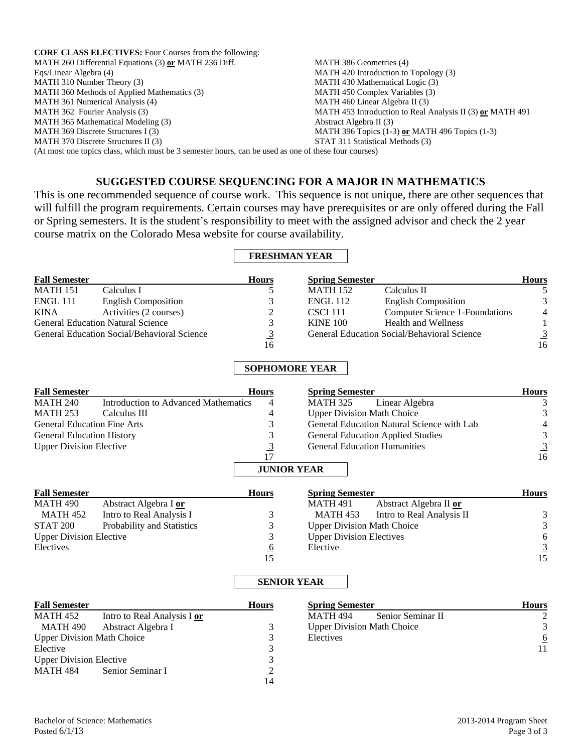**CORE CLASS ELECTIVES:** Four Courses from the following:

- MATH 260 Differential Equations (3) **or** MATH 236 Diff. Eqs/Linear Algebra (4)
- MATH 310 Number Theory (3)
- MATH 360 Methods of Applied Mathematics (3)
- MATH 361 Numerical Analysis (4)
- MATH 362 Fourier Analysis (3)
- MATH 365 Mathematical Modeling (3)
- MATH 369 Discrete Structures I (3)
- MATH 370 Discrete Structures II (3)
- MATH 386 Geometries (4)
- MATH 420 Introduction to Topology (3)
- MATH 430 Mathematical Logic (3)
- MATH 450 Complex Variables (3)
- MATH 460 Linear Algebra II (3)
- MATH 453 Introduction to Real Analysis II (3) **or** MATH 491 Abstract Algebra II (3)
- MATH 396 Topics (1-3) **or** MATH 496 Topics (1-3)
- STAT 311 Statistical Methods (3)

(At most one topics class, which must be 3 semester hours, can be used as one of these four courses)

## SUGGESTED COURSE SEQUENCING FOR A MAJOR IN MATHEMATICS

This is one recommended sequence of course work. This sequence is not unique, there are other sequences that will fulfill the program requirements. Certain courses may have prerequisites or are only offered during the Fall or Spring semesters. It is the student's responsibility to meet with the assigned advisor and check the 2 year course matrix on the Colorado Mesa website for course availability.

### FRESHMAN YEAR

| Fall Semester | | Hours | Spring Semester | | Hours |
|---|---|---|---|---|---|
| MATH 151 | Calculus I | 5 | MATH 152 | Calculus II | 5 |
| ENGL 111 | English Composition | 3 | ENGL 112 | English Composition | 3 |
| KINA | Activities (2 courses) | 2 | CSCI 111 | Computer Science 1-Foundations | 4 |
| General Education Natural Science | | 3 | KINE 100 | Health and Wellness | 1 |
| General Education Social/Behavioral Science | | 3 | General Education Social/Behavioral Science | | 3 |
| | | 16 | | | 16 |

### SOPHOMORE YEAR

| Fall Semester | | Hours | Spring Semester | | Hours |
|---|---|---|---|---|---|
| MATH 240 | Introduction to Advanced Mathematics | 4 | MATH 325 | Linear Algebra | 3 |
| MATH 253 | Calculus III | 4 | Upper Division Math Choice | | 3 |
| General Education Fine Arts | | 3 | General Education Natural Science with Lab | | 4 |
| General Education History | | 3 | General Education Applied Studies | | 3 |
| Upper Division Elective | | 3 | General Education Humanities | | 3 |
| | | 17 | | | 16 |

### JUNIOR YEAR

| Fall Semester | | Hours | Spring Semester | | Hours |
|---|---|---|---|---|---|
| MATH 490 | Abstract Algebra I **or** | | MATH 491 | Abstract Algebra II **or** | |
| MATH 452 | Intro to Real Analysis I | 3 | MATH 453 | Intro to Real Analysis II | 3 |
| STAT 200 | Probability and Statistics | 3 | Upper Division Math Choice | | 3 |
| Upper Division Elective | | 3 | Upper Division Electives | | 6 |
| Electives | | 6 | Elective | | 3 |
| | | 15 | | | 15 |

### SENIOR YEAR

| Fall Semester | | Hours | Spring Semester | | Hours |
|---|---|---|---|---|---|
| MATH 452 | Intro to Real Analysis I **or** | | MATH 494 | Senior Seminar II | 2 |
| MATH 490 | Abstract Algebra I | 3 | Upper Division Math Choice | | 3 |
| Upper Division Math Choice | | 3 | Electives | | 6 |
| Elective | | 3 | | | 11 |
| Upper Division Elective | | 3 | | | |
| MATH 484 | Senior Seminar I | 2 | | | |
| | | 14 | | | |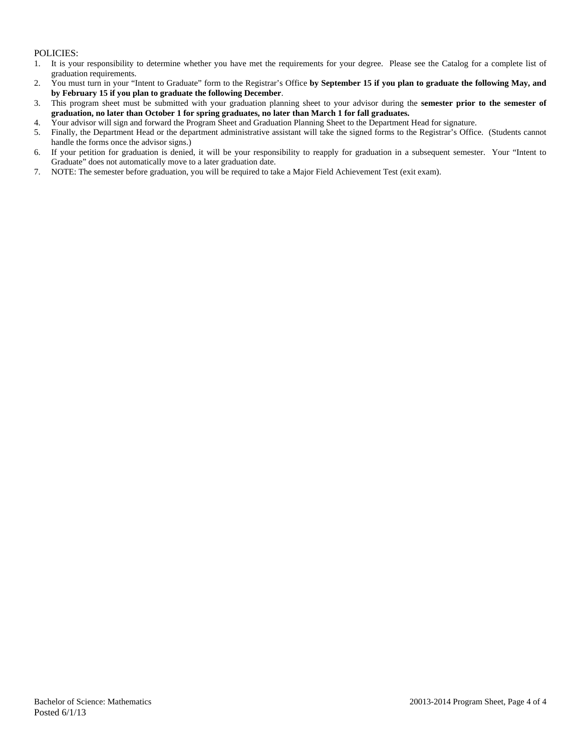POLICIES:

1. It is your responsibility to determine whether you have met the requirements for your degree. Please see the Catalog for a complete list of graduation requirements.
2. You must turn in your "Intent to Graduate" form to the Registrar's Office **by September 15 if you plan to graduate the following May, and by February 15 if you plan to graduate the following December**.
3. This program sheet must be submitted with your graduation planning sheet to your advisor during the **semester prior to the semester of graduation, no later than October 1 for spring graduates, no later than March 1 for fall graduates.**
4. Your advisor will sign and forward the Program Sheet and Graduation Planning Sheet to the Department Head for signature.
5. Finally, the Department Head or the department administrative assistant will take the signed forms to the Registrar's Office. (Students cannot handle the forms once the advisor signs.)
6. If your petition for graduation is denied, it will be your responsibility to reapply for graduation in a subsequent semester. Your "Intent to Graduate" does not automatically move to a later graduation date.
7. NOTE: The semester before graduation, you will be required to take a Major Field Achievement Test (exit exam).